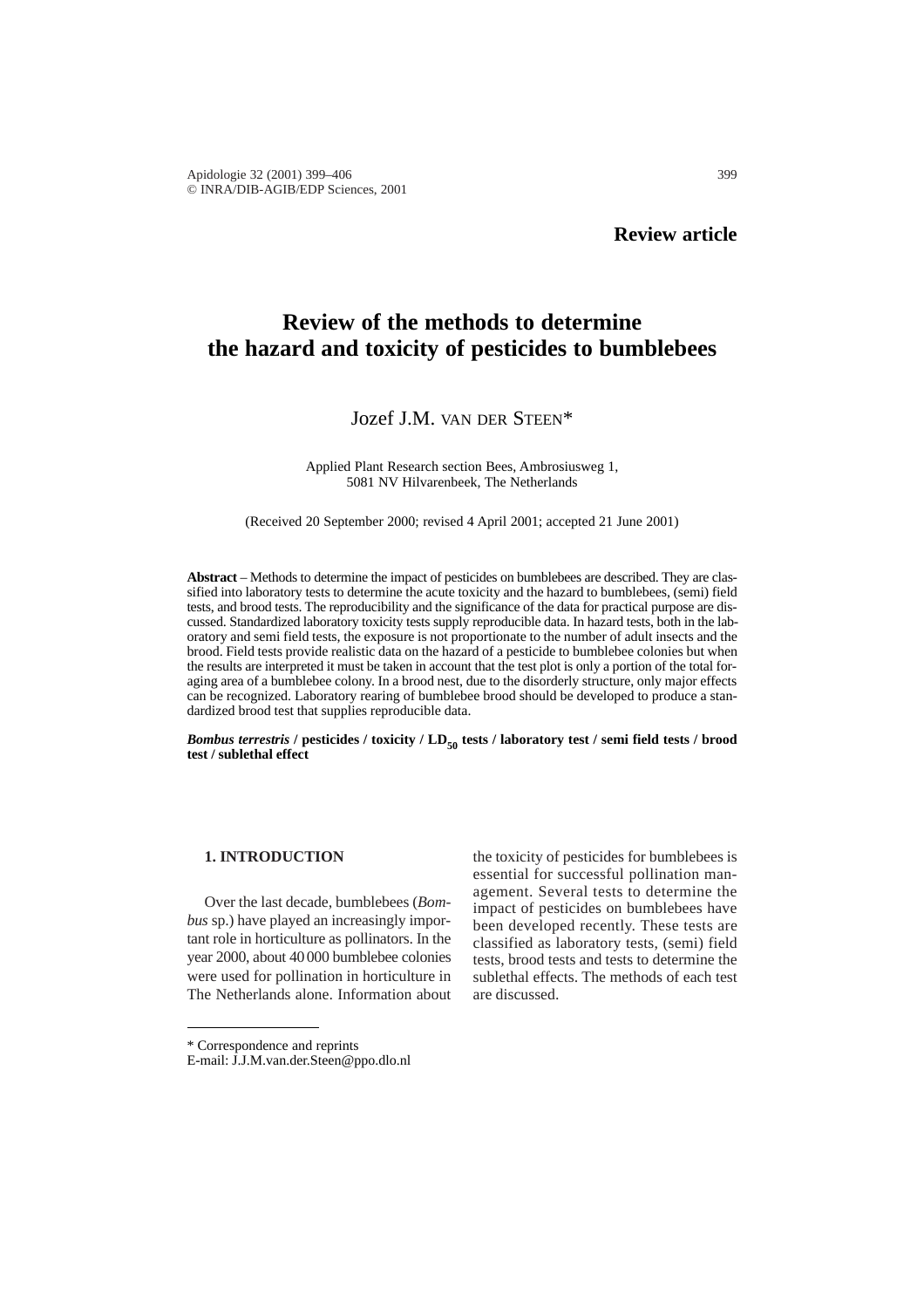**Review article**

# Review of the methods to determine the hazard and toxicity of pesticides to bumblebees

Jozef J.M. VAN DER STEEN*

Applied Plant Research section Bees, Ambrosiusweg 1, 5081 NV Hilvarenbeek, The Netherlands

(Received 20 September 2000; revised 4 April 2001; accepted 21 June 2001)

**Abstract** – Methods to determine the impact of pesticides on bumblebees are described. They are classified into laboratory tests to determine the acute toxicity and the hazard to bumblebees, (semi) field tests, and brood tests. The reproducibility and the significance of the data for practical purpose are discussed. Standardized laboratory toxicity tests supply reproducible data. In hazard tests, both in the laboratory and semi field tests, the exposure is not proportionate to the number of adult insects and the brood. Field tests provide realistic data on the hazard of a pesticide to bumblebee colonies but when the results are interpreted it must be taken in account that the test plot is only a portion of the total foraging area of a bumblebee colony. In a brood nest, due to the disorderly structure, only major effects can be recognized. Laboratory rearing of bumblebee brood should be developed to produce a standardized brood test that supplies reproducible data.

***Bombus terrestris*** **/ pesticides / toxicity / $LD_{50}$ tests / laboratory test / semi field tests / brood test / sublethal effect**

## 1. INTRODUCTION

Over the last decade, bumblebees (*Bombus* sp.) have played an increasingly important role in horticulture as pollinators. In the year 2000, about 40 000 bumblebee colonies were used for pollination in horticulture in The Netherlands alone. Information about the toxicity of pesticides for bumblebees is essential for successful pollination management. Several tests to determine the impact of pesticides on bumblebees have been developed recently. These tests are classified as laboratory tests, (semi) field tests, brood tests and tests to determine the sublethal effects. The methods of each test are discussed.

\* Correspondence and reprints
E-mail: J.J.M.van.der.Steen@ppo.dlo.nl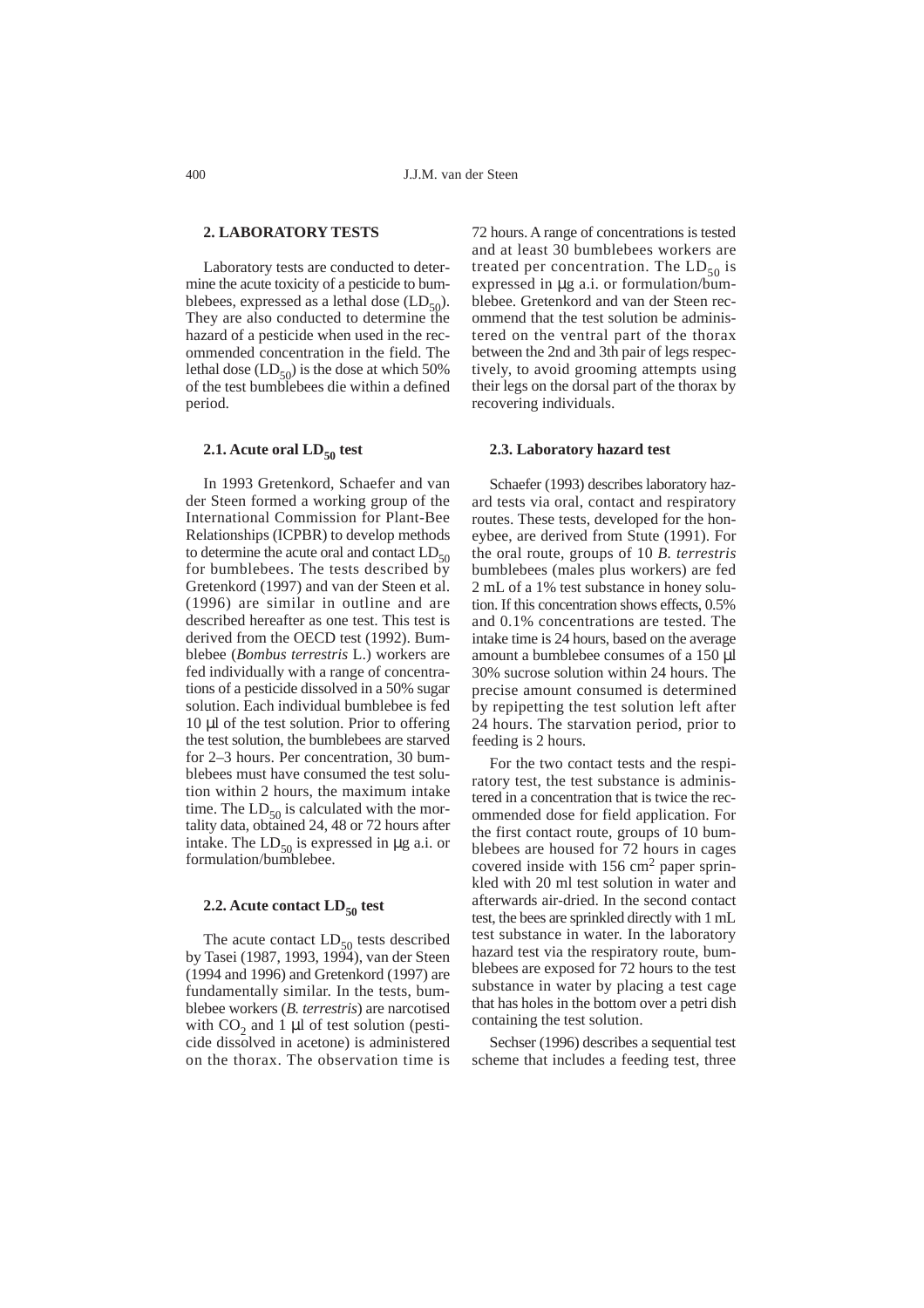## 2. LABORATORY TESTS

Laboratory tests are conducted to determine the acute toxicity of a pesticide to bumblebees, expressed as a lethal dose ($LD_{50}$). They are also conducted to determine the hazard of a pesticide when used in the recommended concentration in the field. The lethal dose ($LD_{50}$) is the dose at which 50% of the test bumblebees die within a defined period.

### 2.1. Acute oral $LD_{50}$ test

In 1993 Gretenkord, Schaefer and van der Steen formed a working group of the International Commission for Plant-Bee Relationships (ICPBR) to develop methods to determine the acute oral and contact $LD_{50}$ for bumblebees. The tests described by Gretenkord (1997) and van der Steen et al. (1996) are similar in outline and are described hereafter as one test. This test is derived from the OECD test (1992). Bumblebee (*Bombus terrestris* L.) workers are fed individually with a range of concentrations of a pesticide dissolved in a 50% sugar solution. Each individual bumblebee is fed 10 μl of the test solution. Prior to offering the test solution, the bumblebees are starved for 2–3 hours. Per concentration, 30 bumblebees must have consumed the test solution within 2 hours, the maximum intake time. The $LD_{50}$ is calculated with the mortality data, obtained 24, 48 or 72 hours after intake. The $LD_{50}$ is expressed in μg a.i. or formulation/bumblebee.

### 2.2. Acute contact $LD_{50}$ test

The acute contact $LD_{50}$ tests described by Tasei (1987, 1993, 1994), van der Steen (1994 and 1996) and Gretenkord (1997) are fundamentally similar. In the tests, bumblebee workers (*B. terrestris*) are narcotised with $CO_2$ and 1 μl of test solution (pesticide dissolved in acetone) is administered on the thorax. The observation time is 72 hours. A range of concentrations is tested and at least 30 bumblebees workers are treated per concentration. The $LD_{50}$ is expressed in μg a.i. or formulation/bumblebee. Gretenkord and van der Steen recommend that the test solution be administered on the ventral part of the thorax between the 2nd and 3th pair of legs respectively, to avoid grooming attempts using their legs on the dorsal part of the thorax by recovering individuals.

### 2.3. Laboratory hazard test

Schaefer (1993) describes laboratory hazard tests via oral, contact and respiratory routes. These tests, developed for the honeybee, are derived from Stute (1991). For the oral route, groups of 10 *B. terrestris* bumblebees (males plus workers) are fed 2 mL of a 1% test substance in honey solution. If this concentration shows effects, 0.5% and 0.1% concentrations are tested. The intake time is 24 hours, based on the average amount a bumblebee consumes of a 150 μl 30% sucrose solution within 24 hours. The precise amount consumed is determined by repipetting the test solution left after 24 hours. The starvation period, prior to feeding is 2 hours.

For the two contact tests and the respiratory test, the test substance is administered in a concentration that is twice the recommended dose for field application. For the first contact route, groups of 10 bumblebees are housed for 72 hours in cages covered inside with 156 $cm^2$ paper sprinkled with 20 ml test solution in water and afterwards air-dried. In the second contact test, the bees are sprinkled directly with 1 mL test substance in water. In the laboratory hazard test via the respiratory route, bumblebees are exposed for 72 hours to the test substance in water by placing a test cage that has holes in the bottom over a petri dish containing the test solution.

Sechser (1996) describes a sequential test scheme that includes a feeding test, three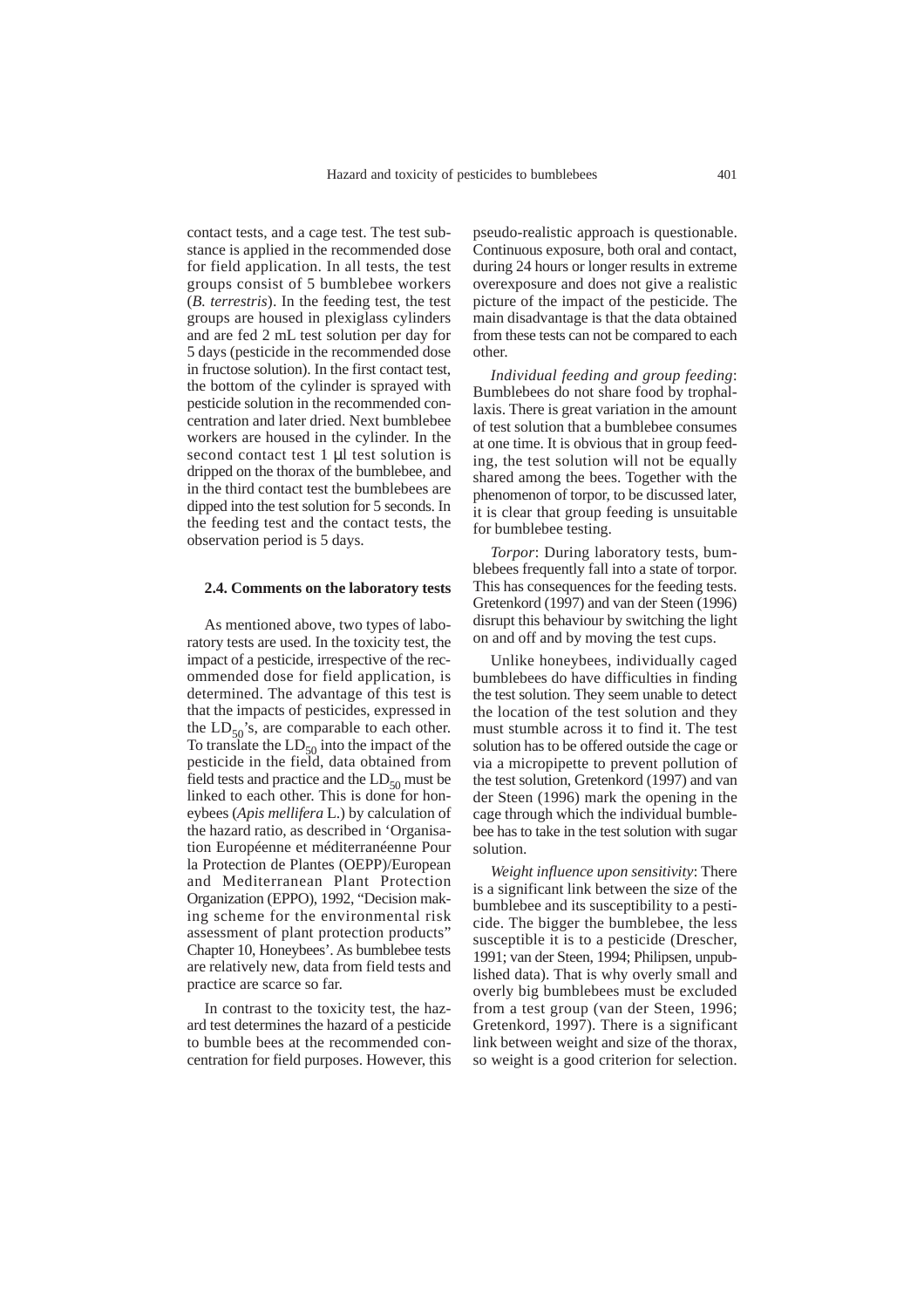contact tests, and a cage test. The test substance is applied in the recommended dose for field application. In all tests, the test groups consist of 5 bumblebee workers (*B. terrestris*). In the feeding test, the test groups are housed in plexiglass cylinders and are fed 2 mL test solution per day for 5 days (pesticide in the recommended dose in fructose solution). In the first contact test, the bottom of the cylinder is sprayed with pesticide solution in the recommended concentration and later dried. Next bumblebee workers are housed in the cylinder. In the second contact test 1 μl test solution is dripped on the thorax of the bumblebee, and in the third contact test the bumblebees are dipped into the test solution for 5 seconds. In the feeding test and the contact tests, the observation period is 5 days.

#### 2.4. Comments on the laboratory tests

As mentioned above, two types of laboratory tests are used. In the toxicity test, the impact of a pesticide, irrespective of the recommended dose for field application, is determined. The advantage of this test is that the impacts of pesticides, expressed in the $LD_{50}$'s, are comparable to each other. To translate the $LD_{50}$ into the impact of the pesticide in the field, data obtained from field tests and practice and the $LD_{50}$ must be linked to each other. This is done for honeybees (*Apis mellifera* L.) by calculation of the hazard ratio, as described in 'Organisation Européenne et méditerranéenne Pour la Protection de Plantes (OEPP)/European and Mediterranean Plant Protection Organization (EPPO), 1992, "Decision making scheme for the environmental risk assessment of plant protection products" Chapter 10, Honeybees'. As bumblebee tests are relatively new, data from field tests and practice are scarce so far.

In contrast to the toxicity test, the hazard test determines the hazard of a pesticide to bumble bees at the recommended concentration for field purposes. However, this pseudo-realistic approach is questionable. Continuous exposure, both oral and contact, during 24 hours or longer results in extreme overexposure and does not give a realistic picture of the impact of the pesticide. The main disadvantage is that the data obtained from these tests can not be compared to each other.

*Individual feeding and group feeding*: Bumblebees do not share food by trophallaxis. There is great variation in the amount of test solution that a bumblebee consumes at one time. It is obvious that in group feeding, the test solution will not be equally shared among the bees. Together with the phenomenon of torpor, to be discussed later, it is clear that group feeding is unsuitable for bumblebee testing.

*Torpor*: During laboratory tests, bumblebees frequently fall into a state of torpor. This has consequences for the feeding tests. Gretenkord (1997) and van der Steen (1996) disrupt this behaviour by switching the light on and off and by moving the test cups.

Unlike honeybees, individually caged bumblebees do have difficulties in finding the test solution. They seem unable to detect the location of the test solution and they must stumble across it to find it. The test solution has to be offered outside the cage or via a micropipette to prevent pollution of the test solution, Gretenkord (1997) and van der Steen (1996) mark the opening in the cage through which the individual bumblebee has to take in the test solution with sugar solution.

*Weight influence upon sensitivity*: There is a significant link between the size of the bumblebee and its susceptibility to a pesticide. The bigger the bumblebee, the less susceptible it is to a pesticide (Drescher, 1991; van der Steen, 1994; Philipsen, unpublished data). That is why overly small and overly big bumblebees must be excluded from a test group (van der Steen, 1996; Gretenkord, 1997). There is a significant link between weight and size of the thorax, so weight is a good criterion for selection.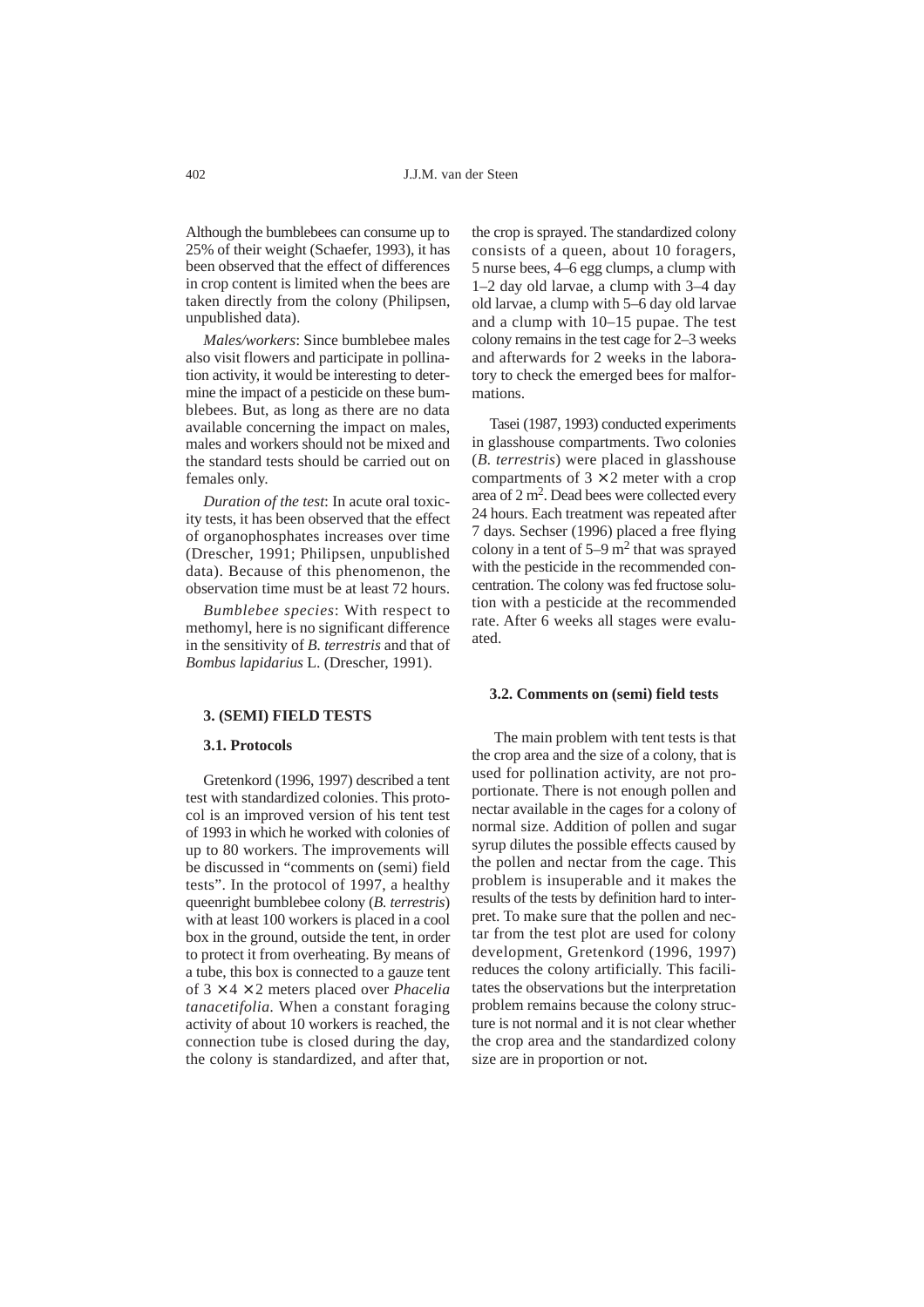Although the bumblebees can consume up to 25% of their weight (Schaefer, 1993), it has been observed that the effect of differences in crop content is limited when the bees are taken directly from the colony (Philipsen, unpublished data).

*Males/workers*: Since bumblebee males also visit flowers and participate in pollination activity, it would be interesting to determine the impact of a pesticide on these bumblebees. But, as long as there are no data available concerning the impact on males, males and workers should not be mixed and the standard tests should be carried out on females only.

*Duration of the test*: In acute oral toxicity tests, it has been observed that the effect of organophosphates increases over time (Drescher, 1991; Philipsen, unpublished data). Because of this phenomenon, the observation time must be at least 72 hours.

*Bumblebee species*: With respect to methomyl, here is no significant difference in the sensitivity of *B. terrestris* and that of *Bombus lapidarius* L. (Drescher, 1991).

## 3. (SEMI) FIELD TESTS

### 3.1. Protocols

Gretenkord (1996, 1997) described a tent test with standardized colonies. This protocol is an improved version of his tent test of 1993 in which he worked with colonies of up to 80 workers. The improvements will be discussed in "comments on (semi) field tests". In the protocol of 1997, a healthy queenright bumblebee colony (*B. terrestris*) with at least 100 workers is placed in a cool box in the ground, outside the tent, in order to protect it from overheating. By means of a tube, this box is connected to a gauze tent of $3 \times 4 \times 2$ meters placed over *Phacelia tanacetifolia*. When a constant foraging activity of about 10 workers is reached, the connection tube is closed during the day, the colony is standardized, and after that, the crop is sprayed. The standardized colony consists of a queen, about 10 foragers, 5 nurse bees, 4–6 egg clumps, a clump with 1–2 day old larvae, a clump with 3–4 day old larvae, a clump with 5–6 day old larvae and a clump with 10–15 pupae. The test colony remains in the test cage for 2–3 weeks and afterwards for 2 weeks in the laboratory to check the emerged bees for malformations.

Tasei (1987, 1993) conducted experiments in glasshouse compartments. Two colonies (*B. terrestris*) were placed in glasshouse compartments of $3 \times 2$ meter with a crop area of 2 $m^2$. Dead bees were collected every 24 hours. Each treatment was repeated after 7 days. Sechser (1996) placed a free flying colony in a tent of 5–9 $m^2$ that was sprayed with the pesticide in the recommended concentration. The colony was fed fructose solution with a pesticide at the recommended rate. After 6 weeks all stages were evaluated.

### 3.2. Comments on (semi) field tests

The main problem with tent tests is that the crop area and the size of a colony, that is used for pollination activity, are not proportionate. There is not enough pollen and nectar available in the cages for a colony of normal size. Addition of pollen and sugar syrup dilutes the possible effects caused by the pollen and nectar from the cage. This problem is insuperable and it makes the results of the tests by definition hard to interpret. To make sure that the pollen and nectar from the test plot are used for colony development, Gretenkord (1996, 1997) reduces the colony artificially. This facilitates the observations but the interpretation problem remains because the colony structure is not normal and it is not clear whether the crop area and the standardized colony size are in proportion or not.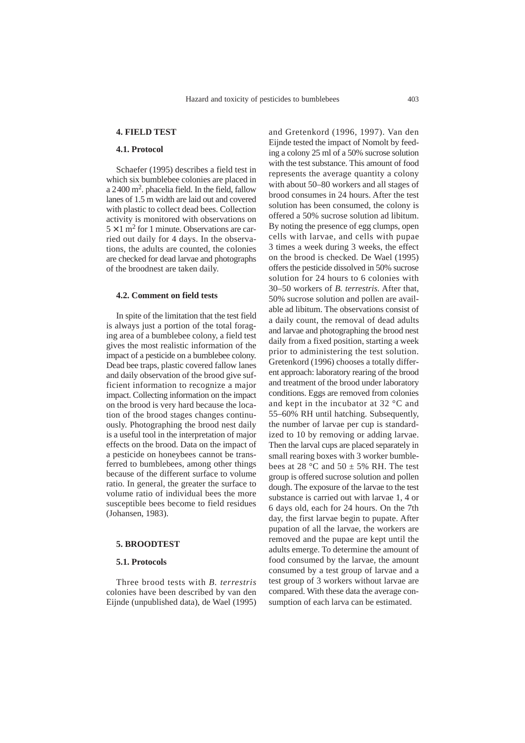## 4. FIELD TEST

### 4.1. Protocol

Schaefer (1995) describes a field test in which six bumblebee colonies are placed in a 2400 $m^2$. phacelia field. In the field, fallow lanes of 1.5 m width are laid out and covered with plastic to collect dead bees. Collection activity is monitored with observations on $5 \times 1$ $m^2$ for 1 minute. Observations are carried out daily for 4 days. In the observations, the adults are counted, the colonies are checked for dead larvae and photographs of the broodnest are taken daily.

### 4.2. Comment on field tests

In spite of the limitation that the test field is always just a portion of the total foraging area of a bumblebee colony, a field test gives the most realistic information of the impact of a pesticide on a bumblebee colony. Dead bee traps, plastic covered fallow lanes and daily observation of the brood give sufficient information to recognize a major impact. Collecting information on the impact on the brood is very hard because the location of the brood stages changes continuously. Photographing the brood nest daily is a useful tool in the interpretation of major effects on the brood. Data on the impact of a pesticide on honeybees cannot be transferred to bumblebees, among other things because of the different surface to volume ratio. In general, the greater the surface to volume ratio of individual bees the more susceptible bees become to field residues (Johansen, 1983).

## 5. BROODTEST

### 5.1. Protocols

Three brood tests with *B. terrestris* colonies have been described by van den Eijnde (unpublished data), de Wael (1995) and Gretenkord (1996, 1997). Van den Eijnde tested the impact of Nomolt by feeding a colony 25 ml of a 50% sucrose solution with the test substance. This amount of food represents the average quantity a colony with about 50–80 workers and all stages of brood consumes in 24 hours. After the test solution has been consumed, the colony is offered a 50% sucrose solution ad libitum. By noting the presence of egg clumps, open cells with larvae, and cells with pupae 3 times a week during 3 weeks, the effect on the brood is checked. De Wael (1995) offers the pesticide dissolved in 50% sucrose solution for 24 hours to 6 colonies with 30–50 workers of *B. terrestris*. After that, 50% sucrose solution and pollen are available ad libitum. The observations consist of a daily count, the removal of dead adults and larvae and photographing the brood nest daily from a fixed position, starting a week prior to administering the test solution. Gretenkord (1996) chooses a totally different approach: laboratory rearing of the brood and treatment of the brood under laboratory conditions. Eggs are removed from colonies and kept in the incubator at 32 °C and 55–60% RH until hatching. Subsequently, the number of larvae per cup is standardized to 10 by removing or adding larvae. Then the larval cups are placed separately in small rearing boxes with 3 worker bumblebees at 28 °C and $50 \pm 5$% RH. The test group is offered sucrose solution and pollen dough. The exposure of the larvae to the test substance is carried out with larvae 1, 4 or 6 days old, each for 24 hours. On the 7th day, the first larvae begin to pupate. After pupation of all the larvae, the workers are removed and the pupae are kept until the adults emerge. To determine the amount of food consumed by the larvae, the amount consumed by a test group of larvae and a test group of 3 workers without larvae are compared. With these data the average consumption of each larva can be estimated.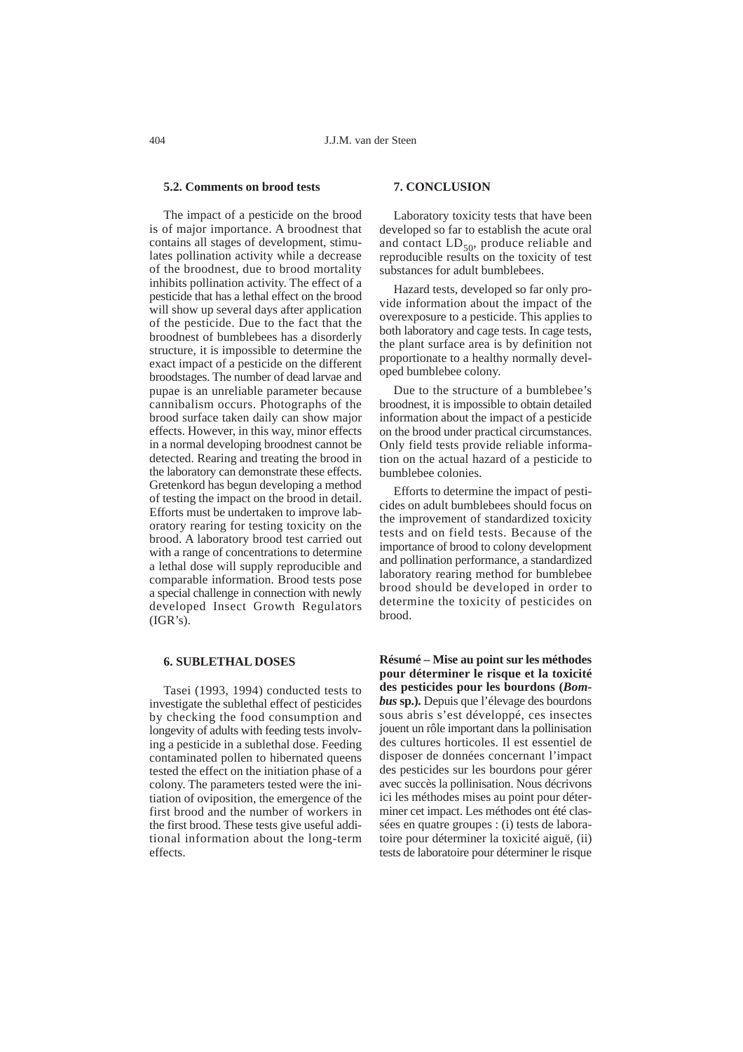### 5.2. Comments on brood tests

The impact of a pesticide on the brood is of major importance. A broodnest that contains all stages of development, stimulates pollination activity while a decrease of the broodnest, due to brood mortality inhibits pollination activity. The effect of a pesticide that has a lethal effect on the brood will show up several days after application of the pesticide. Due to the fact that the broodnest of bumblebees has a disorderly structure, it is impossible to determine the exact impact of a pesticide on the different broodstages. The number of dead larvae and pupae is an unreliable parameter because cannibalism occurs. Photographs of the brood surface taken daily can show major effects. However, in this way, minor effects in a normal developing broodnest cannot be detected. Rearing and treating the brood in the laboratory can demonstrate these effects. Gretenkord has begun developing a method of testing the impact on the brood in detail. Efforts must be undertaken to improve laboratory rearing for testing toxicity on the brood. A laboratory brood test carried out with a range of concentrations to determine a lethal dose will supply reproducible and comparable information. Brood tests pose a special challenge in connection with newly developed Insect Growth Regulators (IGR's).

## 6. SUBLETHAL DOSES

Tasei (1993, 1994) conducted tests to investigate the sublethal effect of pesticides by checking the food consumption and longevity of adults with feeding tests involving a pesticide in a sublethal dose. Feeding contaminated pollen to hibernated queens tested the effect on the initiation phase of a colony. The parameters tested were the initiation of oviposition, the emergence of the first brood and the number of workers in the first brood. These tests give useful additional information about the long-term effects.

## 7. CONCLUSION

Laboratory toxicity tests that have been developed so far to establish the acute oral and contact $LD_{50}$, produce reliable and reproducible results on the toxicity of test substances for adult bumblebees.

Hazard tests, developed so far only provide information about the impact of the overexposure to a pesticide. This applies to both laboratory and cage tests. In cage tests, the plant surface area is by definition not proportionate to a healthy normally developed bumblebee colony.

Due to the structure of a bumblebee's broodnest, it is impossible to obtain detailed information about the impact of a pesticide on the brood under practical circumstances. Only field tests provide reliable information on the actual hazard of a pesticide to bumblebee colonies.

Efforts to determine the impact of pesticides on adult bumblebees should focus on the improvement of standardized toxicity tests and on field tests. Because of the importance of brood to colony development and pollination performance, a standardized laboratory rearing method for bumblebee brood should be developed in order to determine the toxicity of pesticides on brood.

**Résumé – Mise au point sur les méthodes pour déterminer le risque et la toxicité des pesticides pour les bourdons (*Bombus* sp.).** Depuis que l'élevage des bourdons sous abris s'est développé, ces insectes jouent un rôle important dans la pollinisation des cultures horticoles. Il est essentiel de disposer de données concernant l'impact des pesticides sur les bourdons pour gérer avec succès la pollinisation. Nous décrivons ici les méthodes mises au point pour déterminer cet impact. Les méthodes ont été classées en quatre groupes : (i) tests de laboratoire pour déterminer la toxicité aiguë, (ii) tests de laboratoire pour déterminer le risque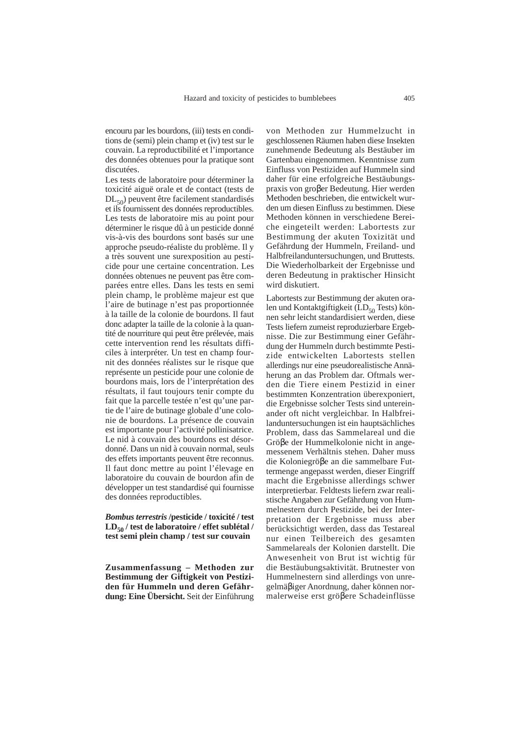encouru par les bourdons, (iii) tests en conditions de (semi) plein champ et (iv) test sur le couvain. La reproductibilité et l'importance des données obtenues pour la pratique sont discutées.

Les tests de laboratoire pour déterminer la toxicité aiguë orale et de contact (tests de $DL_{50}$) peuvent être facilement standardisés et ils fournissent des données reproductibles. Les tests de laboratoire mis au point pour déterminer le risque dû à un pesticide donné vis-à-vis des bourdons sont basés sur une approche pseudo-réaliste du problème. Il y a très souvent une surexposition au pesticide pour une certaine concentration. Les données obtenues ne peuvent pas être comparées entre elles. Dans les tests en semi plein champ, le problème majeur est que l'aire de butinage n'est pas proportionnée à la taille de la colonie de bourdons. Il faut donc adapter la taille de la colonie à la quantité de nourriture qui peut être prélevée, mais cette intervention rend les résultats difficiles à interpréter. Un test en champ fournit des données réalistes sur le risque que représente un pesticide pour une colonie de bourdons mais, lors de l'interprétation des résultats, il faut toujours tenir compte du fait que la parcelle testée n'est qu'une partie de l'aire de butinage globale d'une colonie de bourdons. La présence de couvain est importante pour l'activité pollinisatrice. Le nid à couvain des bourdons est désordonné. Dans un nid à couvain normal, seuls des effets importants peuvent être reconnus. Il faut donc mettre au point l'élevage en laboratoire du couvain de bourdon afin de développer un test standardisé qui fournisse des données reproductibles.

***Bombus terrestris* /pesticide / toxicité / test $LD_{50}$ / test de laboratoire / effet sublétal / test semi plein champ / test sur couvain**

**Zusammenfassung – Methoden zur Bestimmung der Giftigkeit von Pestiziden für Hummeln und deren Gefährdung: Eine Übersicht.** Seit der Einführung von Methoden zur Hummelzucht in geschlossenen Räumen haben diese Insekten zunehmende Bedeutung als Bestäuber im Gartenbau eingenommen. Kenntnisse zum Einfluss von Pestiziden auf Hummeln sind daher für eine erfolgreiche Bestäubungspraxis von großer Bedeutung. Hier werden Methoden beschrieben, die entwickelt wurden um diesen Einfluss zu bestimmen. Diese Methoden können in verschiedene Bereiche eingeteilt werden: Labortests zur Bestimmung der akuten Toxizität und Gefährdung der Hummeln, Freiland- und Halbfreilanduntersuchungen, und Bruttests. Die Wiederholbarkeit der Ergebnisse und deren Bedeutung in praktischer Hinsicht wird diskutiert.

Labortests zur Bestimmung der akuten oralen und Kontaktgiftigkeit ($LD_{50}$ Tests) können sehr leicht standardisiert werden, diese Tests liefern zumeist reproduzierbare Ergebnisse. Die zur Bestimmung einer Gefährdung der Hummeln durch bestimmte Pestizide entwickelten Labortests stellen allerdings nur eine pseudorealistische Annäherung an das Problem dar. Oftmals werden die Tiere einem Pestizid in einer bestimmten Konzentration überexponiert, die Ergebnisse solcher Tests sind untereinander oft nicht vergleichbar. In Halbfreilanduntersuchungen ist ein hauptsächliches Problem, dass das Sammelareal und die Größe der Hummelkolonie nicht in angemessenem Verhältnis stehen. Daher muss die Koloniegröße an die sammelbare Futtermenge angepasst werden, dieser Eingriff macht die Ergebnisse allerdings schwer interpretierbar. Feldtests liefern zwar realistische Angaben zur Gefährdung von Hummelnestern durch Pestizide, bei der Interpretation der Ergebnisse muss aber berücksichtigt werden, dass das Testareal nur einen Teilbereich des gesamten Sammelareals der Kolonien darstellt. Die Anwesenheit von Brut ist wichtig für die Bestäubungsaktivität. Brutnester von Hummelnestern sind allerdings von unregelmäßiger Anordnung, daher können normalerweise erst größere Schadeinflüsse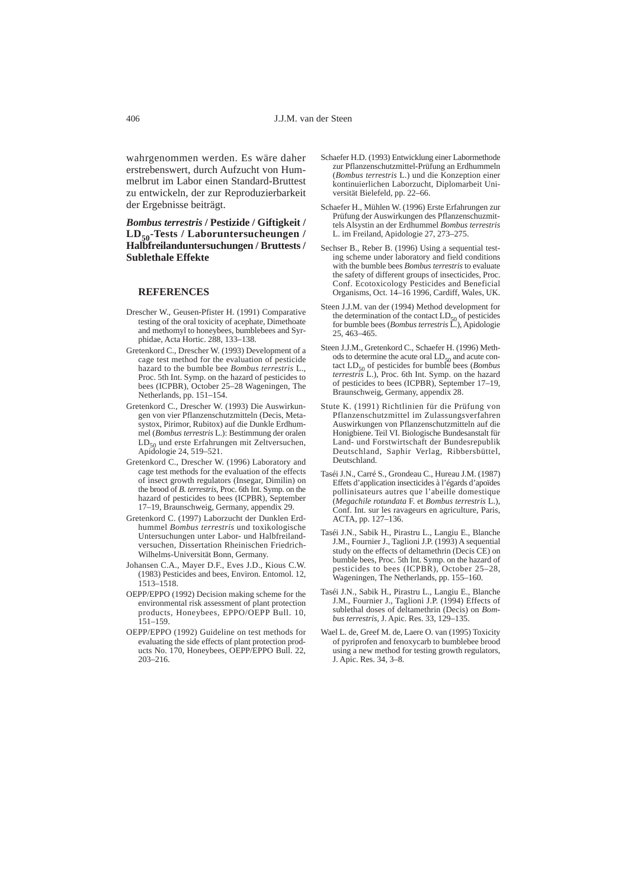wahrgenommen werden. Es wäre daher erstrebenswert, durch Aufzucht von Hummelbrut im Labor einen Standard-Bruttest zu entwickeln, der zur Reproduzierbarkeit der Ergebnisse beiträgt.

***Bombus terrestris* / Pestizide / Giftigkeit / $LD_{50}$-Tests / Laboruntersucheungen / Halbfreilanduntersuchungen / Bruttests / Sublethale Effekte**

## REFERENCES

Drescher W., Geusen-Pfister H. (1991) Comparative testing of the oral toxicity of acephate, Dimethoate and methomyl to honeybees, bumblebees and Syrphidae, Acta Hortic. 288, 133–138.

Gretenkord C., Drescher W. (1993) Development of a cage test method for the evaluation of pesticide hazard to the bumble bee *Bombus terrestris* L., Proc. 5th Int. Symp. on the hazard of pesticides to bees (ICPBR), October 25–28 Wageningen, The Netherlands, pp. 151–154.

Gretenkord C., Drescher W. (1993) Die Auswirkungen von vier Pflanzenschutzmitteln (Decis, Metasystox, Pirimor, Rubitox) auf die Dunkle Erdhummel (*Bombus terrestris* L.): Bestimmung der oralen $LD_{50}$ und erste Erfahrungen mit Zeltversuchen, Apidologie 24, 519–521.

Gretenkord C., Drescher W. (1996) Laboratory and cage test methods for the evaluation of the effects of insect growth regulators (Insegar, Dimilin) on the brood of *B. terrestris*, Proc. 6th Int. Symp. on the hazard of pesticides to bees (ICPBR), September 17–19, Braunschweig, Germany, appendix 29.

Gretenkord C. (1997) Laborzucht der Dunklen Erdhummel *Bombus terrestris* und toxikologische Untersuchungen unter Labor- und Halbfreilandversuchen, Dissertation Rheinischen Friedrich-Wilhelms-Universität Bonn, Germany.

Johansen C.A., Mayer D.F., Eves J.D., Kious C.W. (1983) Pesticides and bees, Environ. Entomol. 12, 1513–1518.

OEPP/EPPO (1992) Decision making scheme for the environmental risk assessment of plant protection products, Honeybees, EPPO/OEPP Bull. 10, 151–159.

OEPP/EPPO (1992) Guideline on test methods for evaluating the side effects of plant protection products No. 170, Honeybees, OEPP/EPPO Bull. 22, 203–216.

Schaefer H.D. (1993) Entwicklung einer Labormethode zur Pflanzenschutzmittel-Prüfung an Erdhummeln (*Bombus terrestris* L.) und die Konzeption einer kontinuierlichen Laborzucht, Diplomarbeit Universität Bielefeld, pp. 22–66.

Schaefer H., Mühlen W. (1996) Erste Erfahrungen zur Prüfung der Auswirkungen des Pflanzenschuzmittels Alsystin an der Erdhummel *Bombus terrestris* L. im Freiland, Apidologie 27, 273–275.

Sechser B., Reber B. (1996) Using a sequential testing scheme under laboratory and field conditions with the bumble bees *Bombus terrestris* to evaluate the safety of different groups of insecticides, Proc. Conf. Ecotoxicology Pesticides and Beneficial Organisms, Oct. 14–16 1996, Cardiff, Wales, UK.

Steen J.J.M. van der (1994) Method development for the determination of the contact $LD_{50}$ of pesticides for bumble bees (*Bombus terrestris* L.), Apidologie 25, 463–465.

Steen J.J.M., Gretenkord C., Schaefer H. (1996) Methods to determine the acute oral $LD_{50}$ and acute contact $LD_{50}$ of pesticides for bumble bees (*Bombus terrestris* L.), Proc. 6th Int. Symp. on the hazard of pesticides to bees (ICPBR), September 17–19, Braunschweig, Germany, appendix 28.

Stute K. (1991) Richtlinien für die Prüfung von Pflanzenschutzmittel im Zulassungsverfahren Auswirkungen von Pflanzenschutzmitteln auf die Honigbiene. Teil VI. Biologische Bundesanstalt für Land- und Forstwirtschaft der Bundesrepublik Deutschland, Saphir Verlag, Ribbersbüttel, Deutschland.

Taséi J.N., Carré S., Grondeau C., Hureau J.M. (1987) Effets d'application insecticides à l'égards d'apoïdes pollinisateurs autres que l'abeille domestique (*Megachile rotundata* F. et *Bombus terrestris* L.), Conf. Int. sur les ravageurs en agriculture, Paris, ACTA, pp. 127–136.

Taséi J.N., Sabik H., Pirastru L., Langiu E., Blanche J.M., Fournier J., Taglioni J.P. (1993) A sequential study on the effects of deltamethrin (Decis CE) on bumble bees, Proc. 5th Int. Symp. on the hazard of pesticides to bees (ICPBR), October 25–28, Wageningen, The Netherlands, pp. 155–160.

Taséi J.N., Sabik H., Pirastru L., Langiu E., Blanche J.M., Fournier J., Taglioni J.P. (1994) Effects of sublethal doses of deltamethrin (Decis) on *Bombus terrestris*, J. Apic. Res. 33, 129–135.

Wael L. de, Greef M. de, Laere O. van (1995) Toxicity of pyriprofen and fenoxycarb to bumblebee brood using a new method for testing growth regulators, J. Apic. Res. 34, 3–8.